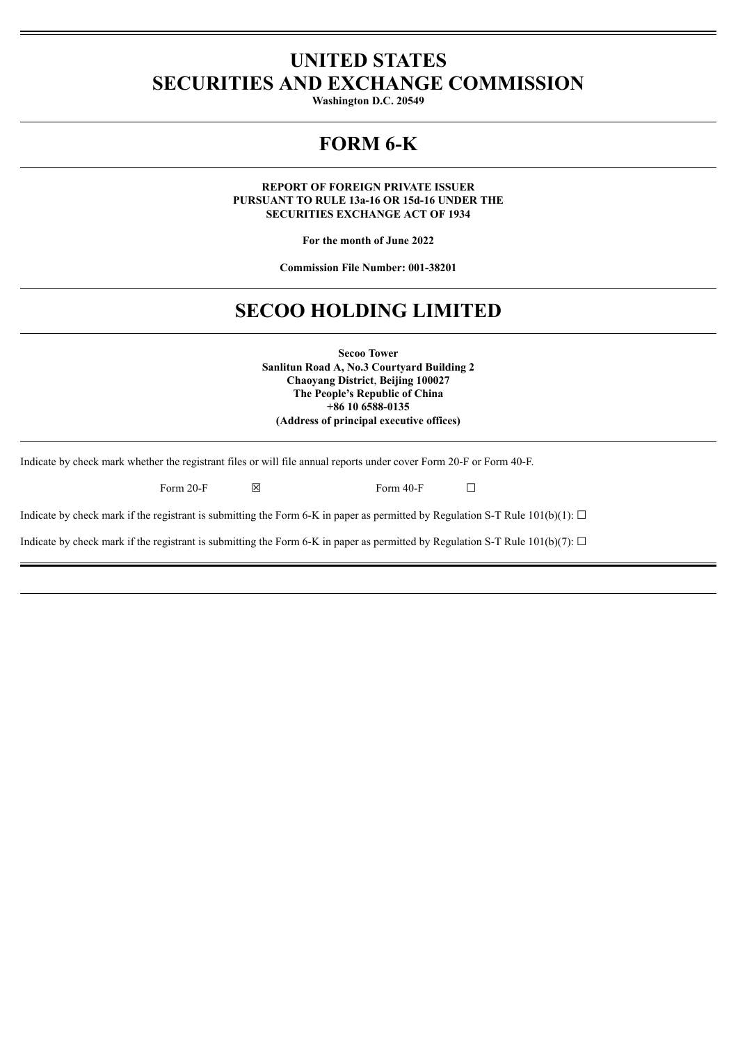# UNITED STATES
# SECURITIES AND EXCHANGE COMMISSION

**Washington D.C. 20549**

# FORM 6-K

**REPORT OF FOREIGN PRIVATE ISSUER**
**PURSUANT TO RULE 13a-16 OR 15d-16 UNDER THE**
**SECURITIES EXCHANGE ACT OF 1934**

**For the month of June 2022**

**Commission File Number: 001-38201**

# SECOO HOLDING LIMITED

**Secoo Tower**
**Sanlitun Road A, No.3 Courtyard Building 2**
**Chaoyang District, Beijing 100027**
**The People's Republic of China**
**+86 10 6588-0135**
**(Address of principal executive offices)**

Indicate by check mark whether the registrant files or will file annual reports under cover Form 20-F or Form 40-F.

Form 20-F ☒ Form 40-F ☐

Indicate by check mark if the registrant is submitting the Form 6-K in paper as permitted by Regulation S-T Rule 101(b)(1): ☐

Indicate by check mark if the registrant is submitting the Form 6-K in paper as permitted by Regulation S-T Rule 101(b)(7): ☐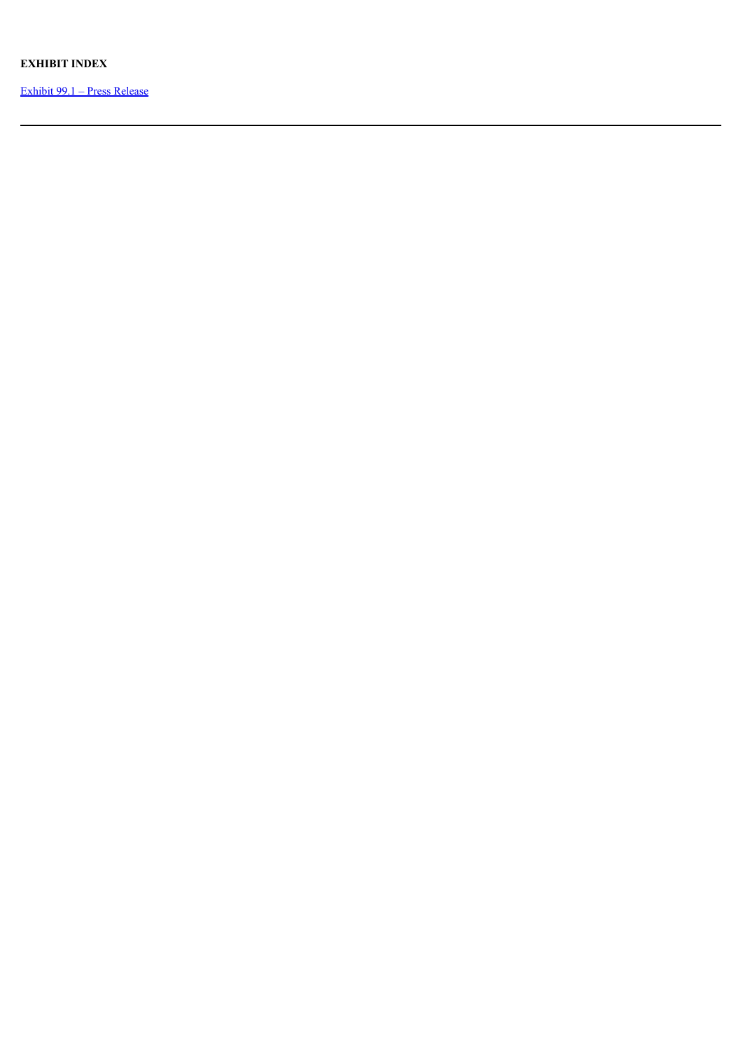**EXHIBIT INDEX**

Exhibit 99.1 – Press Release

---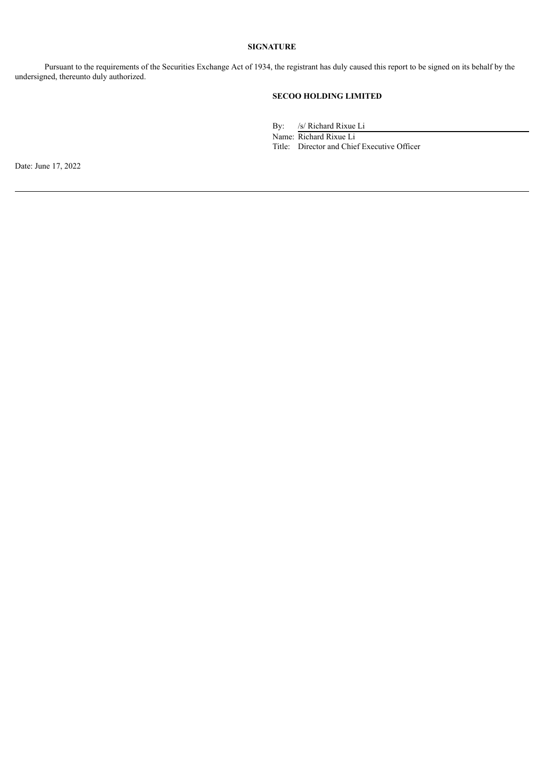**SIGNATURE**

Pursuant to the requirements of the Securities Exchange Act of 1934, the registrant has duly caused this report to be signed on its behalf by the undersigned, thereunto duly authorized.

**SECOO HOLDING LIMITED**

By: /s/ Richard Rixue Li
Name: Richard Rixue Li
Title: Director and Chief Executive Officer

Date: June 17, 2022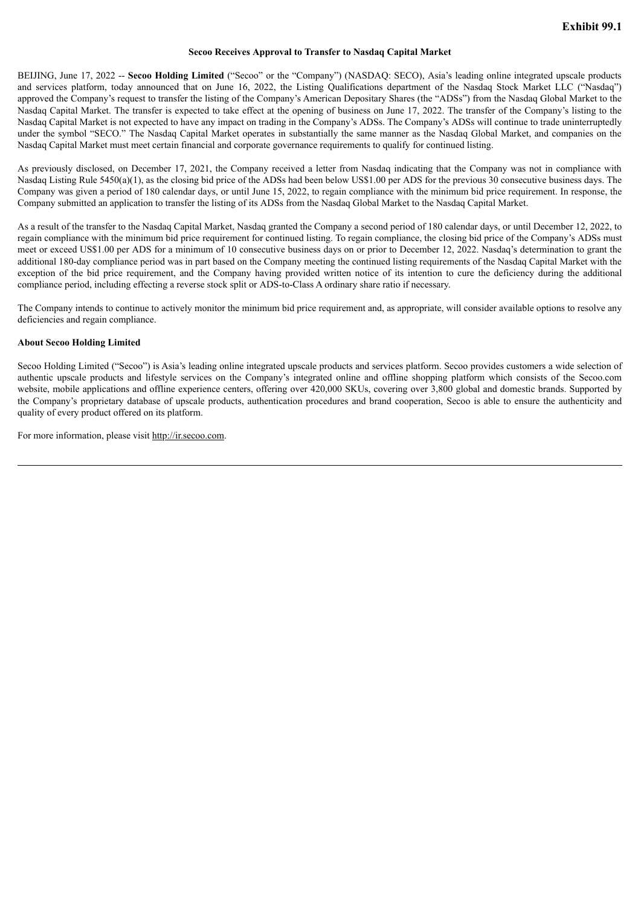**Exhibit 99.1**

**Secoo Receives Approval to Transfer to Nasdaq Capital Market**

BEIJING, June 17, 2022 -- **Secoo Holding Limited** ("Secoo" or the "Company") (NASDAQ: SECO), Asia's leading online integrated upscale products and services platform, today announced that on June 16, 2022, the Listing Qualifications department of the Nasdaq Stock Market LLC ("Nasdaq") approved the Company's request to transfer the listing of the Company's American Depositary Shares (the "ADSs") from the Nasdaq Global Market to the Nasdaq Capital Market. The transfer is expected to take effect at the opening of business on June 17, 2022. The transfer of the Company's listing to the Nasdaq Capital Market is not expected to have any impact on trading in the Company's ADSs. The Company's ADSs will continue to trade uninterruptedly under the symbol "SECO." The Nasdaq Capital Market operates in substantially the same manner as the Nasdaq Global Market, and companies on the Nasdaq Capital Market must meet certain financial and corporate governance requirements to qualify for continued listing.

As previously disclosed, on December 17, 2021, the Company received a letter from Nasdaq indicating that the Company was not in compliance with Nasdaq Listing Rule 5450(a)(1), as the closing bid price of the ADSs had been below US$1.00 per ADS for the previous 30 consecutive business days. The Company was given a period of 180 calendar days, or until June 15, 2022, to regain compliance with the minimum bid price requirement. In response, the Company submitted an application to transfer the listing of its ADSs from the Nasdaq Global Market to the Nasdaq Capital Market.

As a result of the transfer to the Nasdaq Capital Market, Nasdaq granted the Company a second period of 180 calendar days, or until December 12, 2022, to regain compliance with the minimum bid price requirement for continued listing. To regain compliance, the closing bid price of the Company's ADSs must meet or exceed US$1.00 per ADS for a minimum of 10 consecutive business days on or prior to December 12, 2022. Nasdaq's determination to grant the additional 180-day compliance period was in part based on the Company meeting the continued listing requirements of the Nasdaq Capital Market with the exception of the bid price requirement, and the Company having provided written notice of its intention to cure the deficiency during the additional compliance period, including effecting a reverse stock split or ADS-to-Class A ordinary share ratio if necessary.

The Company intends to continue to actively monitor the minimum bid price requirement and, as appropriate, will consider available options to resolve any deficiencies and regain compliance.

**About Secoo Holding Limited**

Secoo Holding Limited ("Secoo") is Asia's leading online integrated upscale products and services platform. Secoo provides customers a wide selection of authentic upscale products and lifestyle services on the Company's integrated online and offline shopping platform which consists of the Secoo.com website, mobile applications and offline experience centers, offering over 420,000 SKUs, covering over 3,800 global and domestic brands. Supported by the Company's proprietary database of upscale products, authentication procedures and brand cooperation, Secoo is able to ensure the authenticity and quality of every product offered on its platform.

For more information, please visit http://ir.secoo.com.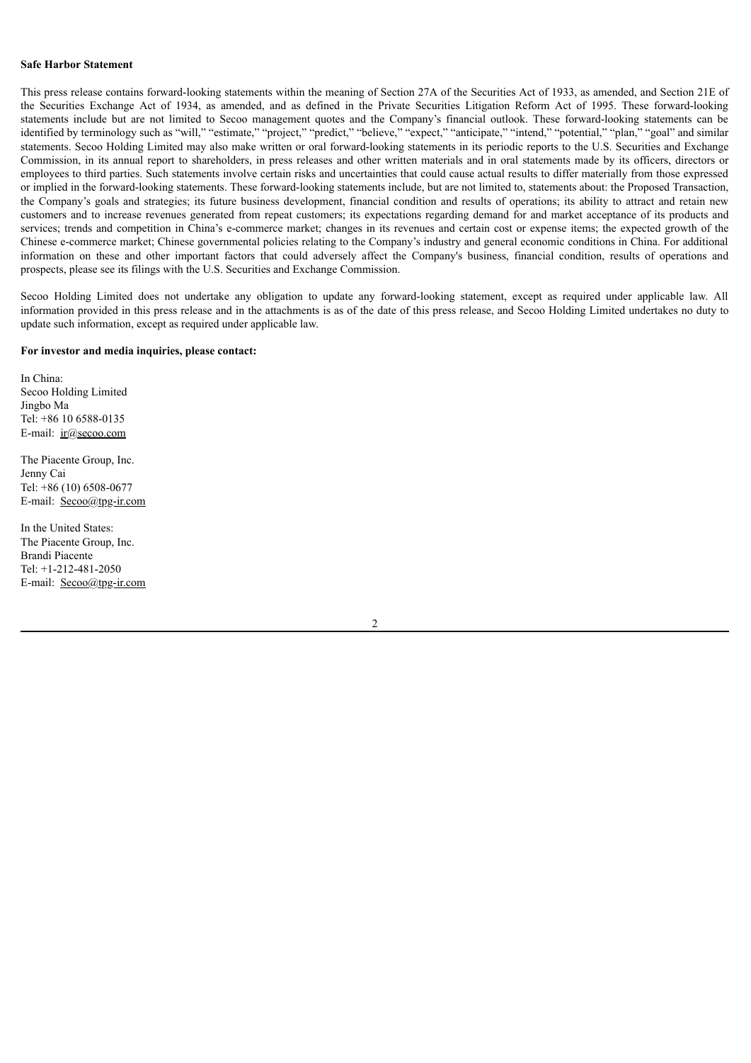**Safe Harbor Statement**

This press release contains forward-looking statements within the meaning of Section 27A of the Securities Act of 1933, as amended, and Section 21E of the Securities Exchange Act of 1934, as amended, and as defined in the Private Securities Litigation Reform Act of 1995. These forward-looking statements include but are not limited to Secoo management quotes and the Company's financial outlook. These forward-looking statements can be identified by terminology such as "will," "estimate," "project," "predict," "believe," "expect," "anticipate," "intend," "potential," "plan," "goal" and similar statements. Secoo Holding Limited may also make written or oral forward-looking statements in its periodic reports to the U.S. Securities and Exchange Commission, in its annual report to shareholders, in press releases and other written materials and in oral statements made by its officers, directors or employees to third parties. Such statements involve certain risks and uncertainties that could cause actual results to differ materially from those expressed or implied in the forward-looking statements. These forward-looking statements include, but are not limited to, statements about: the Proposed Transaction, the Company's goals and strategies; its future business development, financial condition and results of operations; its ability to attract and retain new customers and to increase revenues generated from repeat customers; its expectations regarding demand for and market acceptance of its products and services; trends and competition in China's e-commerce market; changes in its revenues and certain cost or expense items; the expected growth of the Chinese e-commerce market; Chinese governmental policies relating to the Company's industry and general economic conditions in China. For additional information on these and other important factors that could adversely affect the Company's business, financial condition, results of operations and prospects, please see its filings with the U.S. Securities and Exchange Commission.

Secoo Holding Limited does not undertake any obligation to update any forward-looking statement, except as required under applicable law. All information provided in this press release and in the attachments is as of the date of this press release, and Secoo Holding Limited undertakes no duty to update such information, except as required under applicable law.

**For investor and media inquiries, please contact:**

In China:
Secoo Holding Limited
Jingbo Ma
Tel: +86 10 6588-0135
E-mail: ir@secoo.com

The Piacente Group, Inc.
Jenny Cai
Tel: +86 (10) 6508-0677
E-mail: Secoo@tpg-ir.com

In the United States:
The Piacente Group, Inc.
Brandi Piacente
Tel: +1-212-481-2050
E-mail: Secoo@tpg-ir.com